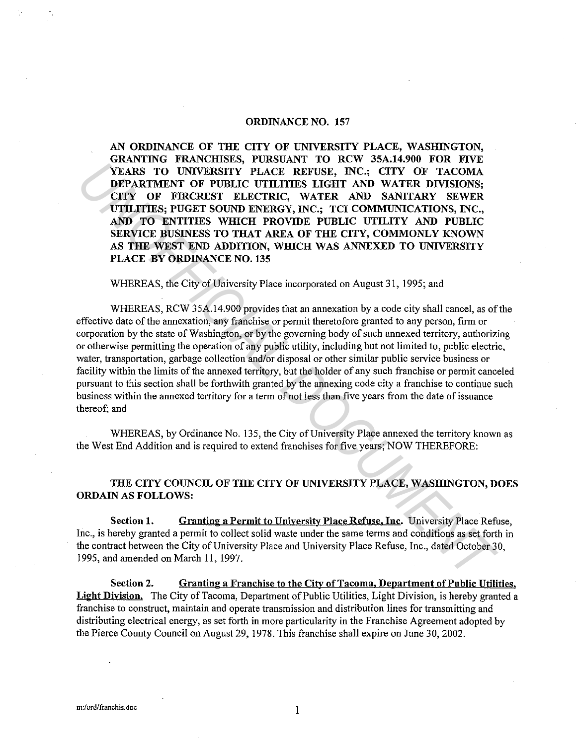# ORDINANCE NO. 157

**AN ORDINANCE OF THE CITY OF UNIVERSITY PLACE, WASHINGTON, GRANTING FRANCHISES, PURSUANT TO RCW 35A.14.900 FOR FIVE YEARS TO UNIVERSITY PLACE REFUSE, INC.; CITY OF TACOMA DEPARTMENT OF PUBLIC UTILITIES LIGHT AND WATER DIVISIONS; CITY OF FIRCREST ELECTRIC, WATER AND SANITARY SEWER UTILITIES; PUGET SOUND ENERGY, INC.; TCI COMMUNICATIONS, INC., AND TO ENTITIES WHICH PROVIDE PUBLIC UTILITY AND PUBLIC SERVICE BUSINESS TO THAT AREA OF THE CITY, COMMONLY KNOWN AS THE WEST END ADDITION, WHICH WAS ANNEXED TO UNIVERSITY PLACE BY ORDINANCE NO. 135**

WHEREAS, the City of University Place incorporated on August 31, 1995; and

WHEREAS, RCW 35A.14.900 provides that an annexation by a code city shall cancel, as of the effective date of the annexation, any franchise or permit theretofore granted to any person, firm or corporation by the state of Washington, or by the governing body of such annexed territory, authorizing or otherwise permitting the operation of any public utility, including but not limited to, public electric, water, transportation, garbage collection and/or disposal or other similar public service business or facility within the limits of the annexed territory, but the holder of any such franchise or permit canceled pursuant to this section shall be forthwith granted by the annexing code city a franchise to continue such business within the annexed territory for a term of not less than five years from the date of issuance thereof; and

WHEREAS, by Ordinance No. 135, the City of University Place annexed the territory known as the West End Addition and is required to extend franchises for five years; NOW THEREFORE:

**THE CITY COUNCIL OF THE CITY OF UNIVERSITY PLACE, WASHINGTON, DOES ORDAIN AS FOLLOWS:**

**Section 1.** **Granting a Permit to University Place Refuse, Inc.** University Place Refuse, Inc., is hereby granted a permit to collect solid waste under the same terms and conditions as set forth in the contract between the City of University Place and University Place Refuse, Inc., dated October 30, 1995, and amended on March 11, 1997.

**Section 2.** **Granting a Franchise to the City of Tacoma, Department of Public Utilities, Light Division.** The City of Tacoma, Department of Public Utilities, Light Division, is hereby granted a franchise to construct, maintain and operate transmission and distribution lines for transmitting and distributing electrical energy, as set forth in more particularity in the Franchise Agreement adopted by the Pierce County Council on August 29, 1978. This franchise shall expire on June 30, 2002.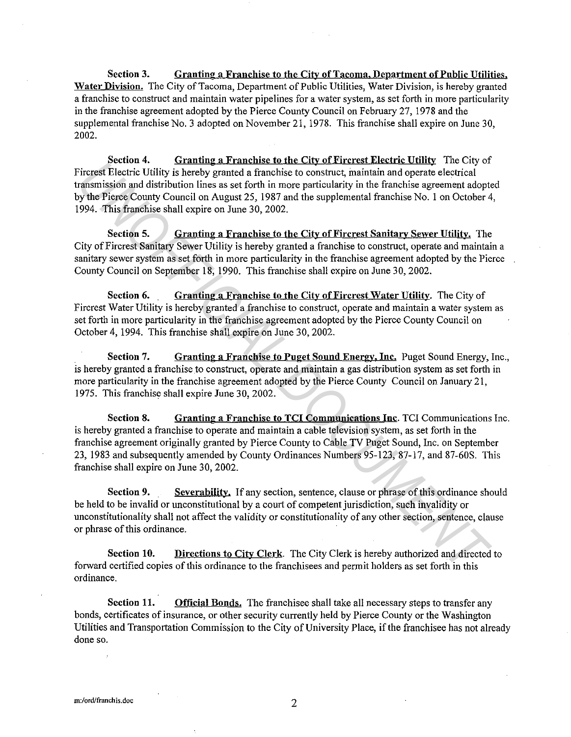**Section 3.** **Granting a Franchise to the City of Tacoma, Department of Public Utilities, Water Division.** The City of Tacoma, Department of Public Utilities, Water Division, is hereby granted a franchise to construct and maintain water pipelines for a water system, as set forth in more particularity in the franchise agreement adopted by the Pierce County Council on February 27, 1978 and the supplemental franchise No. 3 adopted on November 21, 1978. This franchise shall expire on June 30, 2002.

**Section 4.** **Granting a Franchise to the City of Fircrest Electric Utility** The City of Fircrest Electric Utility is hereby granted a franchise to construct, maintain and operate electrical transmission and distribution lines as set forth in more particularity in the franchise agreement adopted by the Pierce County Council on August 25, 1987 and the supplemental franchise No. 1 on October 4, 1994. This franchise shall expire on June 30, 2002.

**Section 5.** **Granting a Franchise to the City of Fircrest Sanitary Sewer Utility.** The City of Fircrest Sanitary Sewer Utility is hereby granted a franchise to construct, operate and maintain a sanitary sewer system as set forth in more particularity in the franchise agreement adopted by the Pierce County Council on September 18, 1990. This franchise shall expire on June 30, 2002.

**Section 6.** **Granting a Franchise to the City of Fircrest Water Utility.** The City of Fircrest Water Utility is hereby granted a franchise to construct, operate and maintain a water system as set forth in more particularity in the franchise agreement adopted by the Pierce County Council on October 4, 1994. This franchise shall expire on June 30, 2002.

**Section 7.** **Granting a Franchise to Puget Sound Energy, Inc.** Puget Sound Energy, Inc., is hereby granted a franchise to construct, operate and maintain a gas distribution system as set forth in more particularity in the franchise agreement adopted by the Pierce County Council on January 21, 1975. This franchise shall expire June 30, 2002.

**Section 8.** **Granting a Franchise to TCI Communications Inc.** TCI Communications Inc. is hereby granted a franchise to operate and maintain a cable television system, as set forth in the franchise agreement originally granted by Pierce County to Cable TV Puget Sound, Inc. on September 23, 1983 and subsequently amended by County Ordinances Numbers 95-123, 87-17, and 87-60S. This franchise shall expire on June 30, 2002.

**Section 9.** **Severability.** If any section, sentence, clause or phrase of this ordinance should be held to be invalid or unconstitutional by a court of competent jurisdiction, such invalidity or unconstitutionality shall not affect the validity or constitutionality of any other section, sentence, clause or phrase of this ordinance.

**Section 10.** **Directions to City Clerk.** The City Clerk is hereby authorized and directed to forward certified copies of this ordinance to the franchisees and permit holders as set forth in this ordinance.

**Section 11.** **Official Bonds.** The franchisee shall take all necessary steps to transfer any bonds, certificates of insurance, or other security currently held by Pierce County or the Washington Utilities and Transportation Commission to the City of University Place, if the franchisee has not already done so.

m:/ord/franchis.doc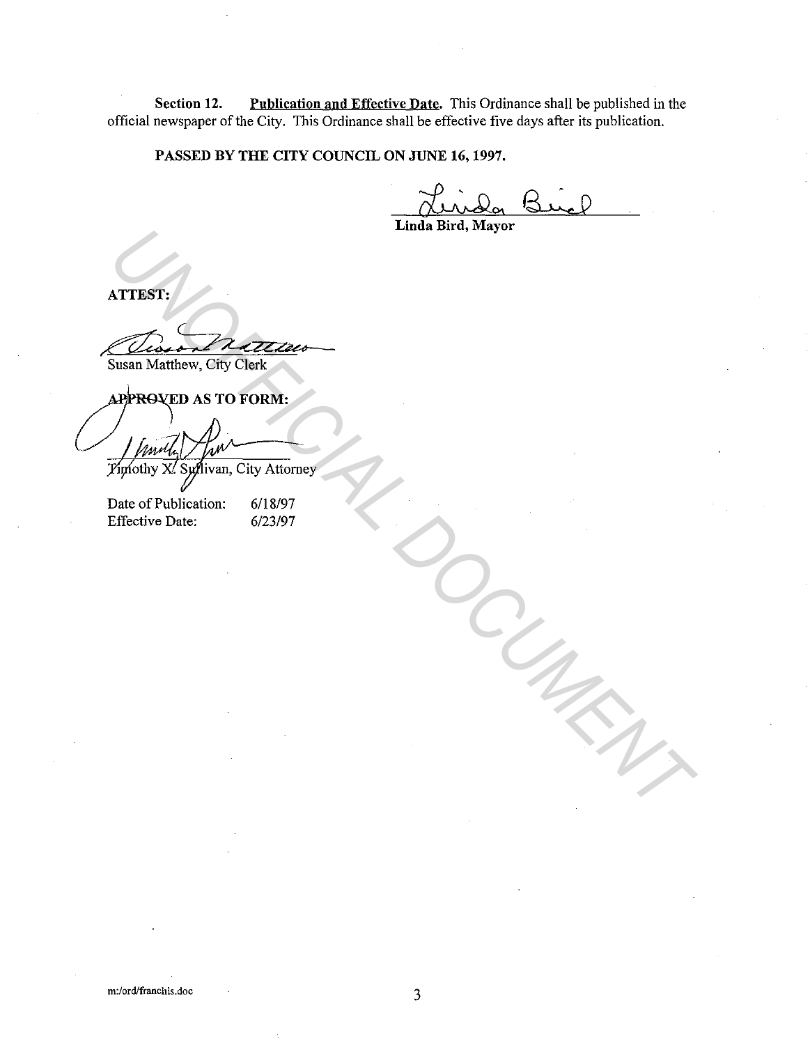**Section 12.** **Publication and Effective Date.** This Ordinance shall be published in the official newspaper of the City. This Ordinance shall be effective five days after its publication.

**PASSED BY THE CITY COUNCIL ON JUNE 16, 1997.**

**Linda Bird, Mayor**

**ATTEST:**

Susan Matthew, City Clerk

**APPROVED AS TO FORM:**

Timothy X. Sullivan, City Attorney

Date of Publication: 6/18/97
Effective Date: 6/23/97

UNOFFICIAL DOCUMENT

m:/ord/franchis.doc